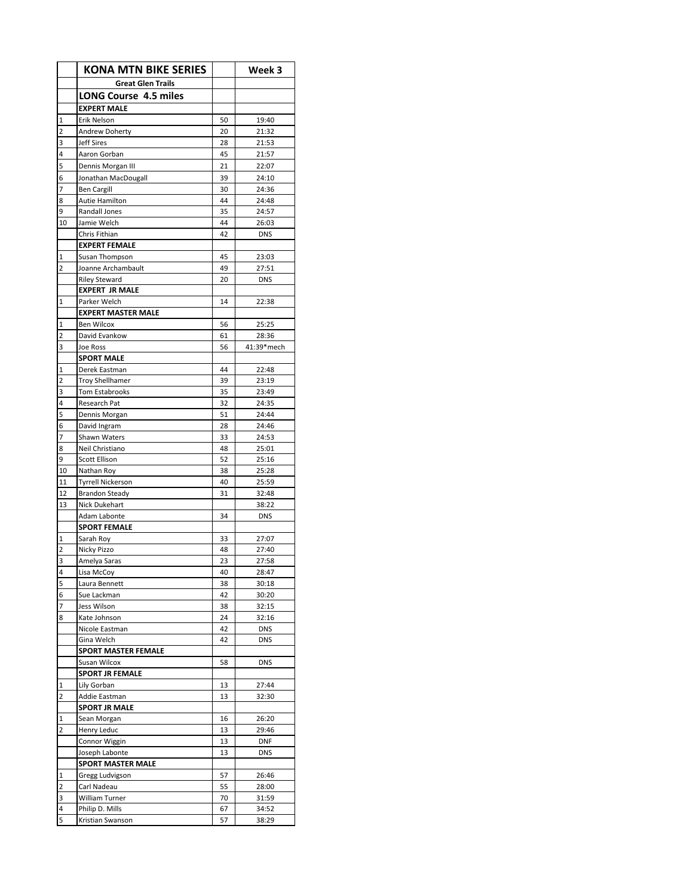| | KONA MTN BIKE SERIES | | Week 3 |
|---|---|---|---|
| | **Great Glen Trails** | | |
| | **LONG Course 4.5 miles** | | |
| | **EXPERT MALE** | | |
| 1 | Erik Nelson | 50 | 19:40 |
| 2 | Andrew Doherty | 20 | 21:32 |
| 3 | Jeff Sires | 28 | 21:53 |
| 4 | Aaron Gorban | 45 | 21:57 |
| 5 | Dennis Morgan III | 21 | 22:07 |
| 6 | Jonathan MacDougall | 39 | 24:10 |
| 7 | Ben Cargill | 30 | 24:36 |
| 8 | Autie Hamilton | 44 | 24:48 |
| 9 | Randall Jones | 35 | 24:57 |
| 10 | Jamie Welch | 44 | 26:03 |
| | Chris Fithian | 42 | DNS |
| | **EXPERT FEMALE** | | |
| 1 | Susan Thompson | 45 | 23:03 |
| 2 | Joanne Archambault | 49 | 27:51 |
| | Riley Steward | 20 | DNS |
| | **EXPERT JR MALE** | | |
| 1 | Parker Welch | 14 | 22:38 |
| | **EXPERT MASTER MALE** | | |
| 1 | Ben Wilcox | 56 | 25:25 |
| 2 | David Evankow | 61 | 28:36 |
| 3 | Joe Ross | 56 | 41:39*mech |
| | **SPORT MALE** | | |
| 1 | Derek Eastman | 44 | 22:48 |
| 2 | Troy Shellhamer | 39 | 23:19 |
| 3 | Tom Estabrooks | 35 | 23:49 |
| 4 | Research Pat | 32 | 24:35 |
| 5 | Dennis Morgan | 51 | 24:44 |
| 6 | David Ingram | 28 | 24:46 |
| 7 | Shawn Waters | 33 | 24:53 |
| 8 | Neil Christiano | 48 | 25:01 |
| 9 | Scott Ellison | 52 | 25:16 |
| 10 | Nathan Roy | 38 | 25:28 |
| 11 | Tyrrell Nickerson | 40 | 25:59 |
| 12 | Brandon Steady | 31 | 32:48 |
| 13 | Nick Dukehart | | 38:22 |
| | Adam Labonte | 34 | DNS |
| | **SPORT FEMALE** | | |
| 1 | Sarah Roy | 33 | 27:07 |
| 2 | Nicky Pizzo | 48 | 27:40 |
| 3 | Amelya Saras | 23 | 27:58 |
| 4 | Lisa McCoy | 40 | 28:47 |
| 5 | Laura Bennett | 38 | 30:18 |
| 6 | Sue Lackman | 42 | 30:20 |
| 7 | Jess Wilson | 38 | 32:15 |
| 8 | Kate Johnson | 24 | 32:16 |
| | Nicole Eastman | 42 | DNS |
| | Gina Welch | 42 | DNS |
| | **SPORT MASTER FEMALE** | | |
| | Susan Wilcox | 58 | DNS |
| | **SPORT JR FEMALE** | | |
| 1 | Lily Gorban | 13 | 27:44 |
| 2 | Addie Eastman | 13 | 32:30 |
| | **SPORT JR MALE** | | |
| 1 | Sean Morgan | 16 | 26:20 |
| 2 | Henry Leduc | 13 | 29:46 |
| | Connor Wiggin | 13 | DNF |
| | Joseph Labonte | 13 | DNS |
| | **SPORT MASTER MALE** | | |
| 1 | Gregg Ludvigson | 57 | 26:46 |
| 2 | Carl Nadeau | 55 | 28:00 |
| 3 | William Turner | 70 | 31:59 |
| 4 | Philip D. Mills | 67 | 34:52 |
| 5 | Kristian Swanson | 57 | 38:29 |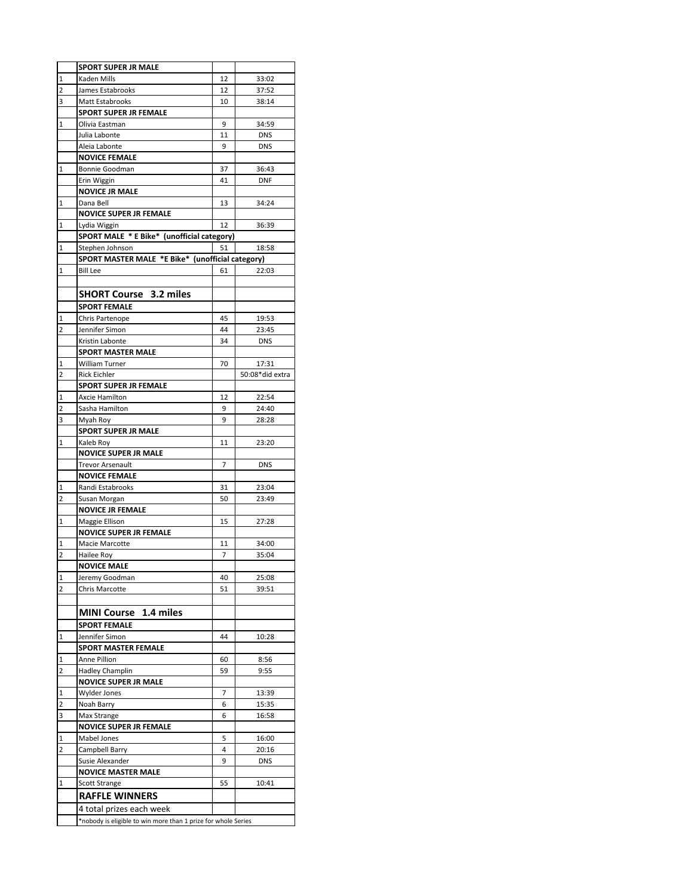| | | | |
|---|---|---|---|
| | **SPORT SUPER JR MALE** | | |
| 1 | Kaden Mills | 12 | 33:02 |
| 2 | James Estabrooks | 12 | 37:52 |
| 3 | Matt Estabrooks | 10 | 38:14 |
| | **SPORT SUPER JR FEMALE** | | |
| 1 | Olivia Eastman | 9 | 34:59 |
| | Julia Labonte | 11 | DNS |
| | Aleia Labonte | 9 | DNS |
| | **NOVICE FEMALE** | | |
| 1 | Bonnie Goodman | 37 | 36:43 |
| | Erin Wiggin | 41 | DNF |
| | **NOVICE JR MALE** | | |
| 1 | Dana Bell | 13 | 34:24 |
| | **NOVICE SUPER JR FEMALE** | | |
| 1 | Lydia Wiggin | 12 | 36:39 |
| | **SPORT MALE * E Bike* (unofficial category)** | | |
| 1 | Stephen Johnson | 51 | 18:58 |
| | **SPORT MASTER MALE *E Bike* (unofficial category)** | | |
| 1 | Bill Lee | 61 | 22:03 |
| | | | |
| | **SHORT Course 3.2 miles** | | |
| | **SPORT FEMALE** | | |
| 1 | Chris Partenope | 45 | 19:53 |
| 2 | Jennifer Simon | 44 | 23:45 |
| | Kristin Labonte | 34 | DNS |
| | **SPORT MASTER MALE** | | |
| 1 | William Turner | 70 | 17:31 |
| 2 | Rick Eichler | | 50:08*did extra |
| | **SPORT SUPER JR FEMALE** | | |
| 1 | Axcie Hamilton | 12 | 22:54 |
| 2 | Sasha Hamilton | 9 | 24:40 |
| 3 | Myah Roy | 9 | 28:28 |
| | **SPORT SUPER JR MALE** | | |
| 1 | Kaleb Roy | 11 | 23:20 |
| | **NOVICE SUPER JR MALE** | | |
| | Trevor Arsenault | 7 | DNS |
| | **NOVICE FEMALE** | | |
| 1 | Randi Estabrooks | 31 | 23:04 |
| 2 | Susan Morgan | 50 | 23:49 |
| | **NOVICE JR FEMALE** | | |
| 1 | Maggie Ellison | 15 | 27:28 |
| | **NOVICE SUPER JR FEMALE** | | |
| 1 | Macie Marcotte | 11 | 34:00 |
| 2 | Hailee Roy | 7 | 35:04 |
| | **NOVICE MALE** | | |
| 1 | Jeremy Goodman | 40 | 25:08 |
| 2 | Chris Marcotte | 51 | 39:51 |
| | | | |
| | **MINI Course 1.4 miles** | | |
| | **SPORT FEMALE** | | |
| 1 | Jennifer Simon | 44 | 10:28 |
| | **SPORT MASTER FEMALE** | | |
| 1 | Anne Pillion | 60 | 8:56 |
| 2 | Hadley Champlin | 59 | 9:55 |
| | **NOVICE SUPER JR MALE** | | |
| 1 | Wylder Jones | 7 | 13:39 |
| 2 | Noah Barry | 6 | 15:35 |
| 3 | Max Strange | 6 | 16:58 |
| | **NOVICE SUPER JR FEMALE** | | |
| 1 | Mabel Jones | 5 | 16:00 |
| 2 | Campbell Barry | 4 | 20:16 |
| | Susie Alexander | 9 | DNS |
| | **NOVICE MASTER MALE** | | |
| 1 | Scott Strange | 55 | 10:41 |
| | **RAFFLE WINNERS** | | |
| | 4 total prizes each week | | |
| | *nobody is eligible to win more than 1 prize for whole Series | | |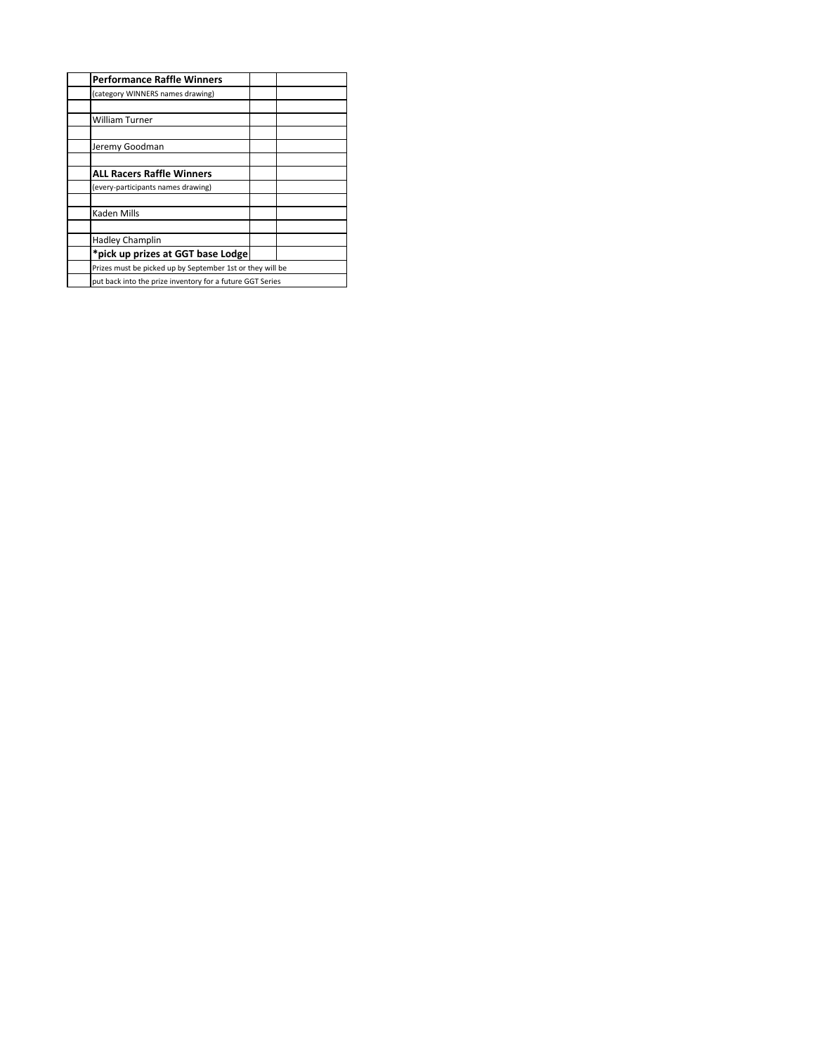| | | | |
|---|---|---|---|
| | **Performance Raffle Winners** | | |
| | (category WINNERS names drawing) | | |
| | | | |
| | William Turner | | |
| | | | |
| | Jeremy Goodman | | |
| | | | |
| | **ALL Racers Raffle Winners** | | |
| | (every-participants names drawing) | | |
| | | | |
| | Kaden Mills | | |
| | | | |
| | Hadley Champlin | | |
| | ***pick up prizes at GGT base Lodge** | | |
| | Prizes must be picked up by September 1st or they will be | | |
| | put back into the prize inventory for a future GGT Series | | |